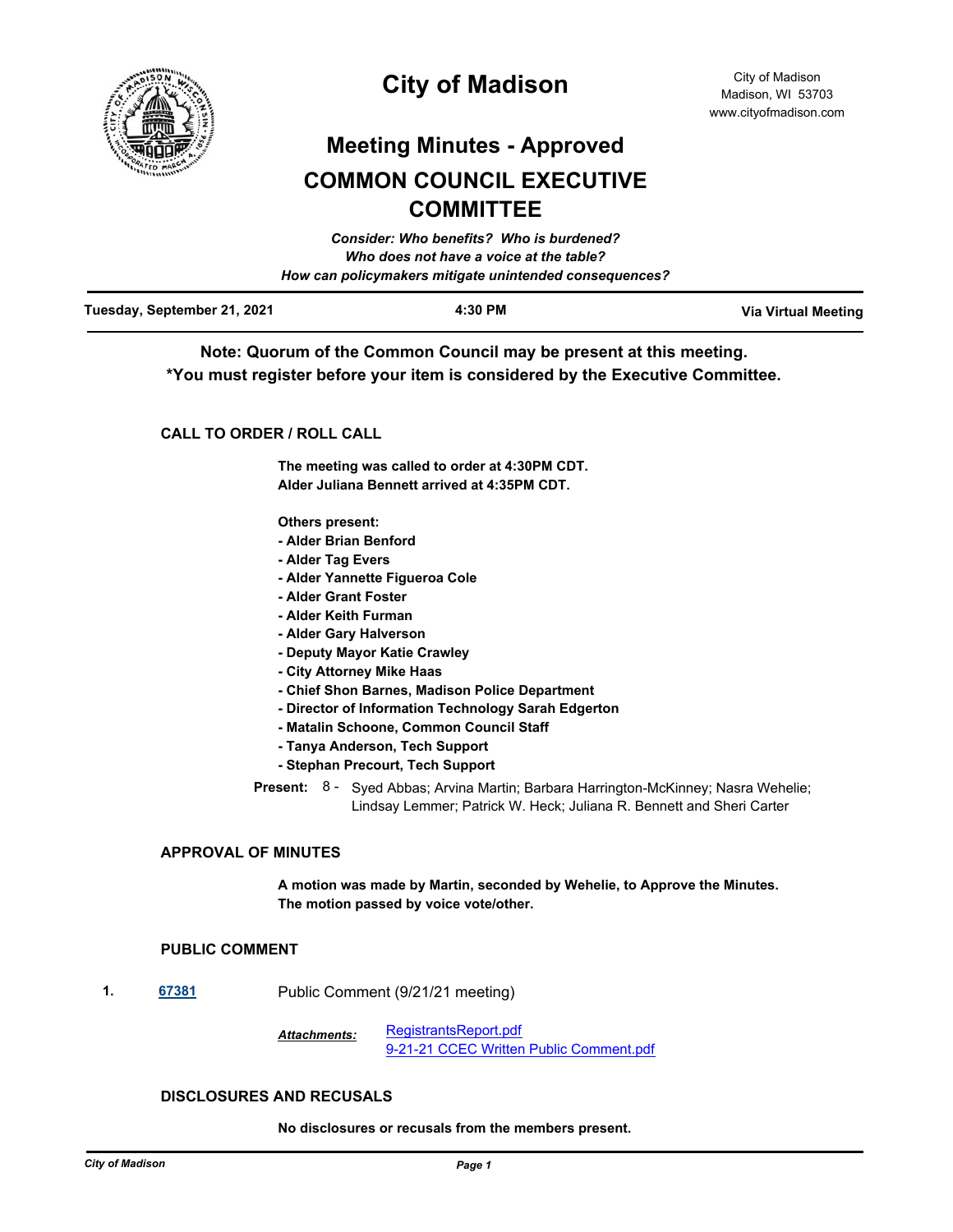# City of Madison

City of Madison
Madison, WI 53703
www.cityofmadison.com

## Meeting Minutes - Approved

## COMMON COUNCIL EXECUTIVE COMMITTEE

*Consider: Who benefits? Who is burdened?*
*Who does not have a voice at the table?*
*How can policymakers mitigate unintended consequences?*

**Tuesday, September 21, 2021** | **4:30 PM** | **Via Virtual Meeting**

**Note: Quorum of the Common Council may be present at this meeting.**
**\*You must register before your item is considered by the Executive Committee.**

### CALL TO ORDER / ROLL CALL

**The meeting was called to order at 4:30PM CDT.**
**Alder Juliana Bennett arrived at 4:35PM CDT.**

**Others present:**
**- Alder Brian Benford**
**- Alder Tag Evers**
**- Alder Yannette Figueroa Cole**
**- Alder Grant Foster**
**- Alder Keith Furman**
**- Alder Gary Halverson**
**- Deputy Mayor Katie Crawley**
**- City Attorney Mike Haas**
**- Chief Shon Barnes, Madison Police Department**
**- Director of Information Technology Sarah Edgerton**
**- Matalin Schoone, Common Council Staff**
**- Tanya Anderson, Tech Support**
**- Stephan Precourt, Tech Support**

**Present:** 8 - Syed Abbas; Arvina Martin; Barbara Harrington-McKinney; Nasra Wehelie; Lindsay Lemmer; Patrick W. Heck; Juliana R. Bennett and Sheri Carter

### APPROVAL OF MINUTES

**A motion was made by Martin, seconded by Wehelie, to Approve the Minutes. The motion passed by voice vote/other.**

### PUBLIC COMMENT

1. **67381** Public Comment (9/21/21 meeting)

   ***Attachments:*** RegistrantsReport.pdf
   9-21-21 CCEC Written Public Comment.pdf

### DISCLOSURES AND RECUSALS

**No disclosures or recusals from the members present.**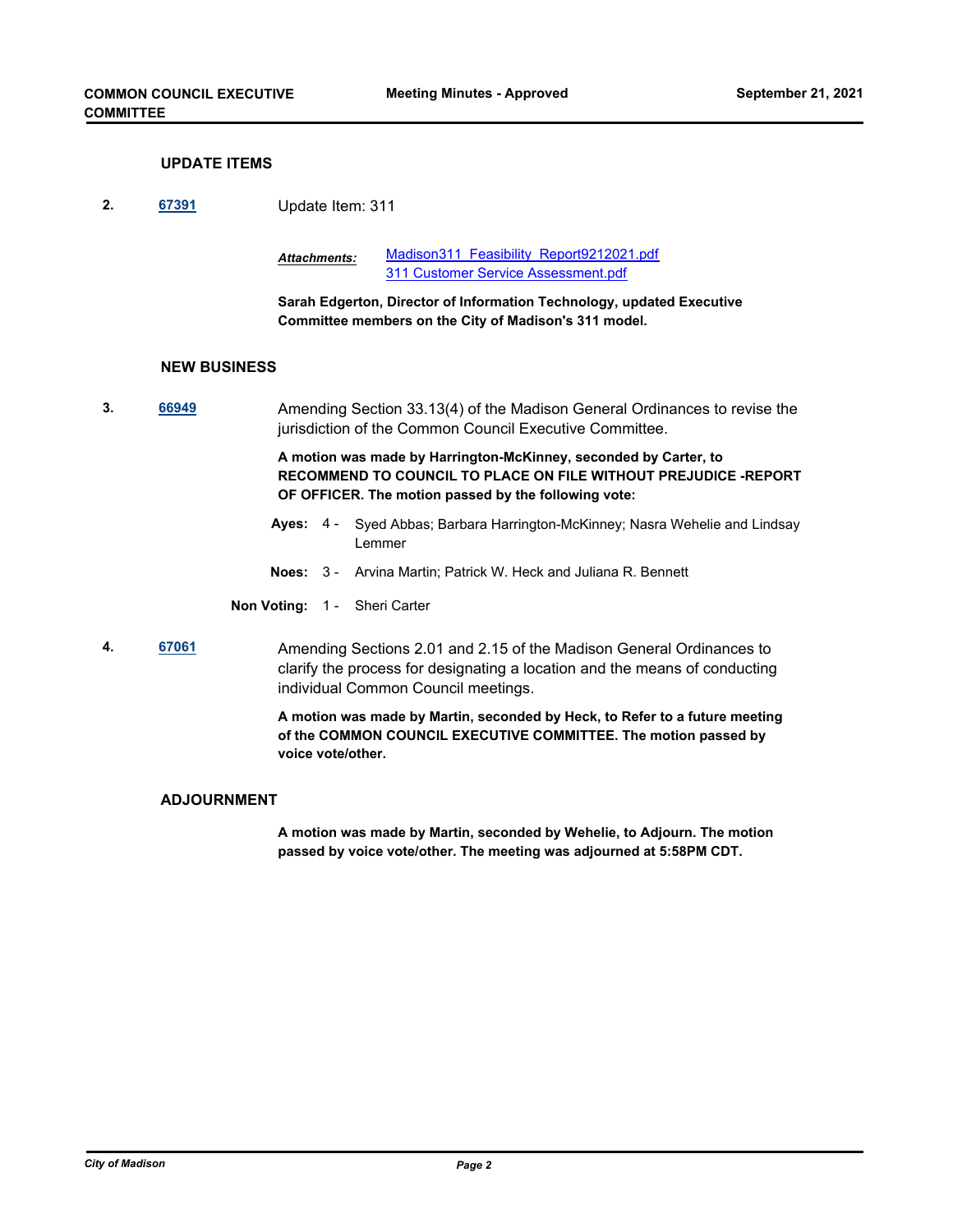## UPDATE ITEMS

**2.** **67391** Update Item: 311

*Attachments:* Madison311_Feasibility_Report9212021.pdf
311 Customer Service Assessment.pdf

**Sarah Edgerton, Director of Information Technology, updated Executive Committee members on the City of Madison's 311 model.**

## NEW BUSINESS

**3.** **66949** Amending Section 33.13(4) of the Madison General Ordinances to revise the jurisdiction of the Common Council Executive Committee.

**A motion was made by Harrington-McKinney, seconded by Carter, to RECOMMEND TO COUNCIL TO PLACE ON FILE WITHOUT PREJUDICE -REPORT OF OFFICER. The motion passed by the following vote:**

**Ayes:** 4 - Syed Abbas; Barbara Harrington-McKinney; Nasra Wehelie and Lindsay Lemmer

**Noes:** 3 - Arvina Martin; Patrick W. Heck and Juliana R. Bennett

**Non Voting:** 1 - Sheri Carter

**4.** **67061** Amending Sections 2.01 and 2.15 of the Madison General Ordinances to clarify the process for designating a location and the means of conducting individual Common Council meetings.

**A motion was made by Martin, seconded by Heck, to Refer to a future meeting of the COMMON COUNCIL EXECUTIVE COMMITTEE. The motion passed by voice vote/other.**

## ADJOURNMENT

**A motion was made by Martin, seconded by Wehelie, to Adjourn. The motion passed by voice vote/other. The meeting was adjourned at 5:58PM CDT.**